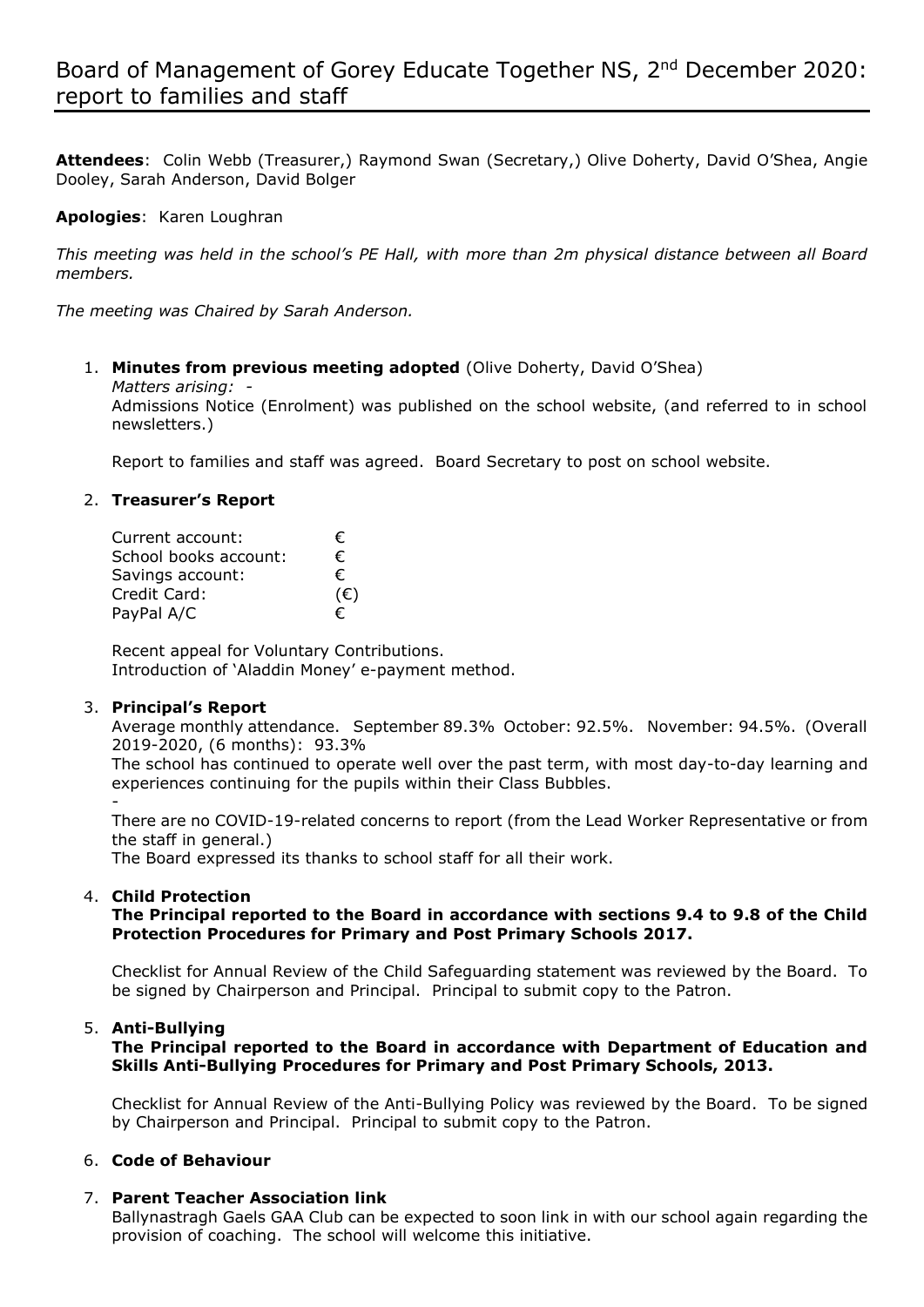# Board of Management of Gorey Educate Together NS, 2nd December 2020: report to families and staff

**Attendees**: Colin Webb (Treasurer,) Raymond Swan (Secretary,) Olive Doherty, David O'Shea, Angie Dooley, Sarah Anderson, David Bolger

**Apologies**: Karen Loughran

*This meeting was held in the school's PE Hall, with more than 2m physical distance between all Board members.*

*The meeting was Chaired by Sarah Anderson.*

1. **Minutes from previous meeting adopted** (Olive Doherty, David O'Shea)
   *Matters arising: -*
   Admissions Notice (Enrolment) was published on the school website, (and referred to in school newsletters.)

   Report to families and staff was agreed. Board Secretary to post on school website.

2. **Treasurer's Report**

   | | |
   |---|---|
   | Current account: | € |
   | School books account: | € |
   | Savings account: | € |
   | Credit Card: | (€) |
   | PayPal A/C | € |

   Recent appeal for Voluntary Contributions.
   Introduction of 'Aladdin Money' e-payment method.

3. **Principal's Report**
   Average monthly attendance. September 89.3% October: 92.5%. November: 94.5%. (Overall 2019-2020, (6 months): 93.3%
   The school has continued to operate well over the past term, with most day-to-day learning and experiences continuing for the pupils within their Class Bubbles.
   -
   There are no COVID-19-related concerns to report (from the Lead Worker Representative or from the staff in general.)
   The Board expressed its thanks to school staff for all their work.

4. **Child Protection**
   **The Principal reported to the Board in accordance with sections 9.4 to 9.8 of the Child Protection Procedures for Primary and Post Primary Schools 2017.**

   Checklist for Annual Review of the Child Safeguarding statement was reviewed by the Board. To be signed by Chairperson and Principal. Principal to submit copy to the Patron.

5. **Anti-Bullying**
   **The Principal reported to the Board in accordance with Department of Education and Skills Anti-Bullying Procedures for Primary and Post Primary Schools, 2013.**

   Checklist for Annual Review of the Anti-Bullying Policy was reviewed by the Board. To be signed by Chairperson and Principal. Principal to submit copy to the Patron.

6. **Code of Behaviour**

7. **Parent Teacher Association link**
   Ballynastragh Gaels GAA Club can be expected to soon link in with our school again regarding the provision of coaching. The school will welcome this initiative.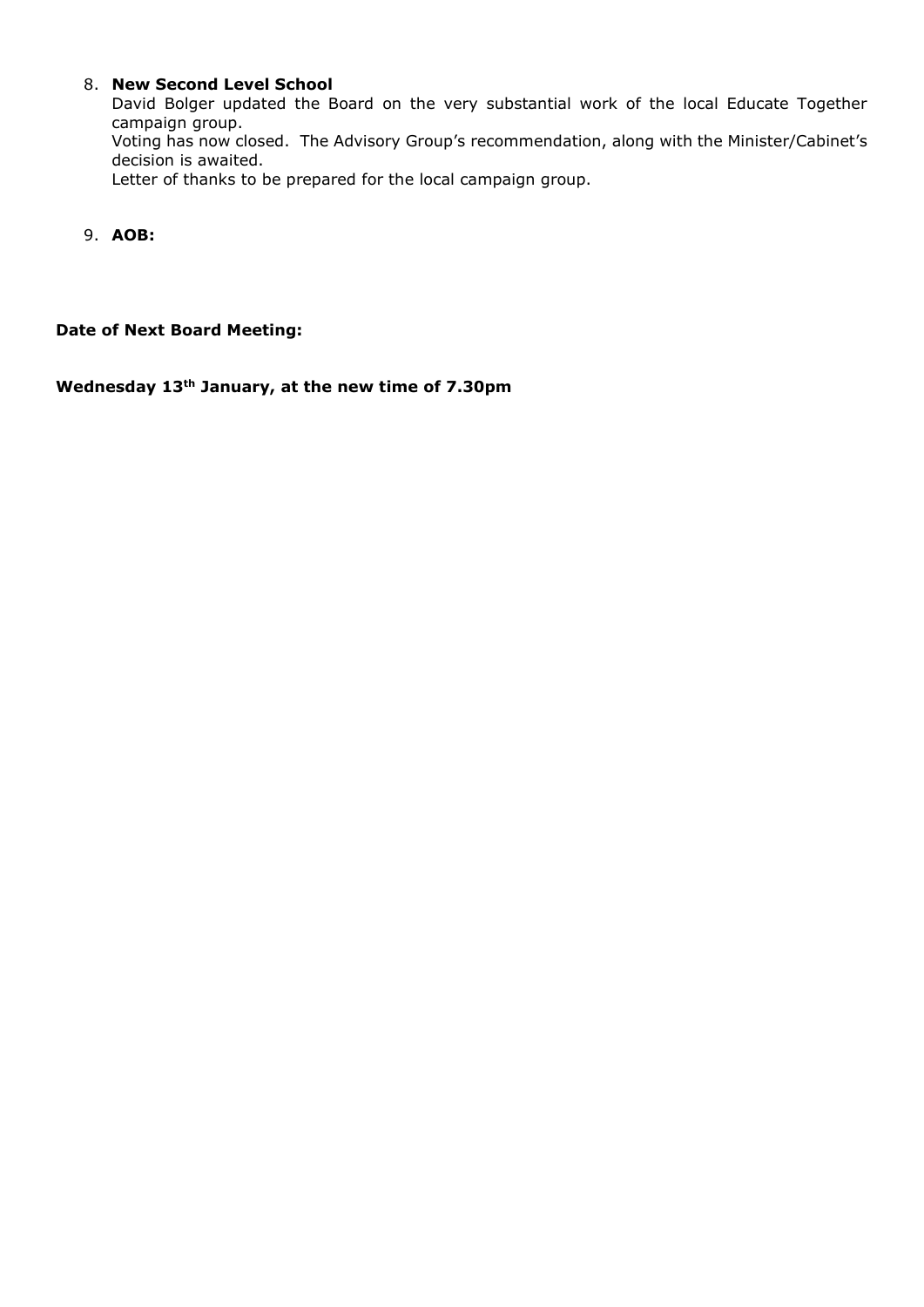8. **New Second Level School**
   David Bolger updated the Board on the very substantial work of the local Educate Together campaign group.
   Voting has now closed. The Advisory Group's recommendation, along with the Minister/Cabinet's decision is awaited.
   Letter of thanks to be prepared for the local campaign group.

9. **AOB:**

**Date of Next Board Meeting:**

**Wednesday 13th January, at the new time of 7.30pm**